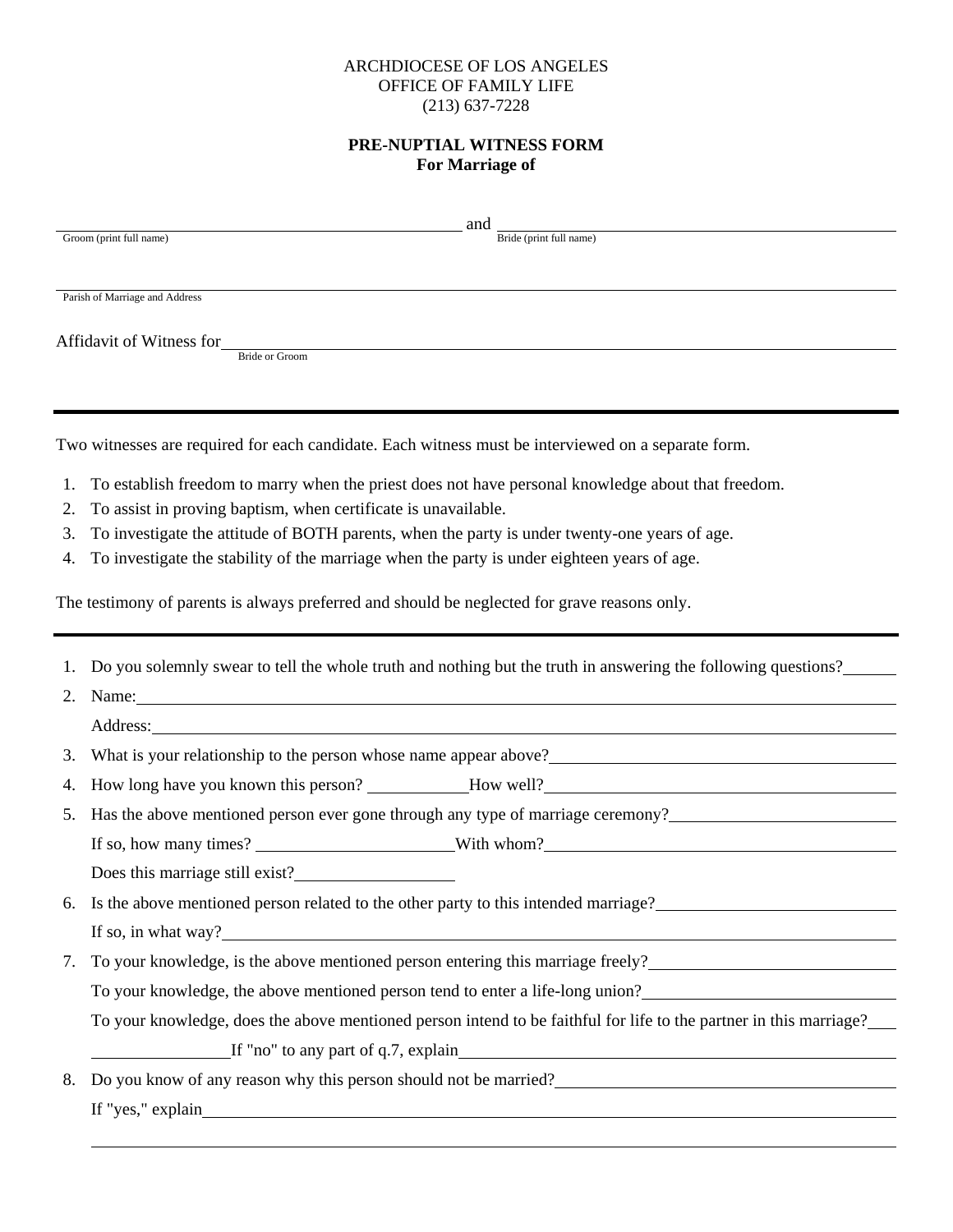ARCHDIOCESE OF LOS ANGELES
OFFICE OF FAMILY LIFE
(213) 637-7228

**PRE-NUPTIAL WITNESS FORM**
**For Marriage of**

______________________________ and ______________________________
Groom (print full name) Bride (print full name)

______________________________
Parish of Marriage and Address

Affidavit of Witness for______________________________
Bride or Groom

---

Two witnesses are required for each candidate. Each witness must be interviewed on a separate form.

1. To establish freedom to marry when the priest does not have personal knowledge about that freedom.
2. To assist in proving baptism, when certificate is unavailable.
3. To investigate the attitude of BOTH parents, when the party is under twenty-one years of age.
4. To investigate the stability of the marriage when the party is under eighteen years of age.

The testimony of parents is always preferred and should be neglected for grave reasons only.

---

1. Do you solemnly swear to tell the whole truth and nothing but the truth in answering the following questions?______
2. Name:______________________________
   Address:______________________________
3. What is your relationship to the person whose name appear above?______________________________
4. How long have you known this person? ____________How well?______________________________
5. Has the above mentioned person ever gone through any type of marriage ceremony?______________________________
   If so, how many times? ________________________With whom?______________________________
   Does this marriage still exist?__________________
6. Is the above mentioned person related to the other party to this intended marriage?______________________________
   If so, in what way?______________________________
7. To your knowledge, is the above mentioned person entering this marriage freely?______________________________
   To your knowledge, the above mentioned person tend to enter a life-long union?______________________________
   To your knowledge, does the above mentioned person intend to be faithful for life to the partner in this marriage?____
   ________________If "no" to any part of q.7, explain______________________________
8. Do you know of any reason why this person should not be married?______________________________
   If "yes," explain______________________________
   ______________________________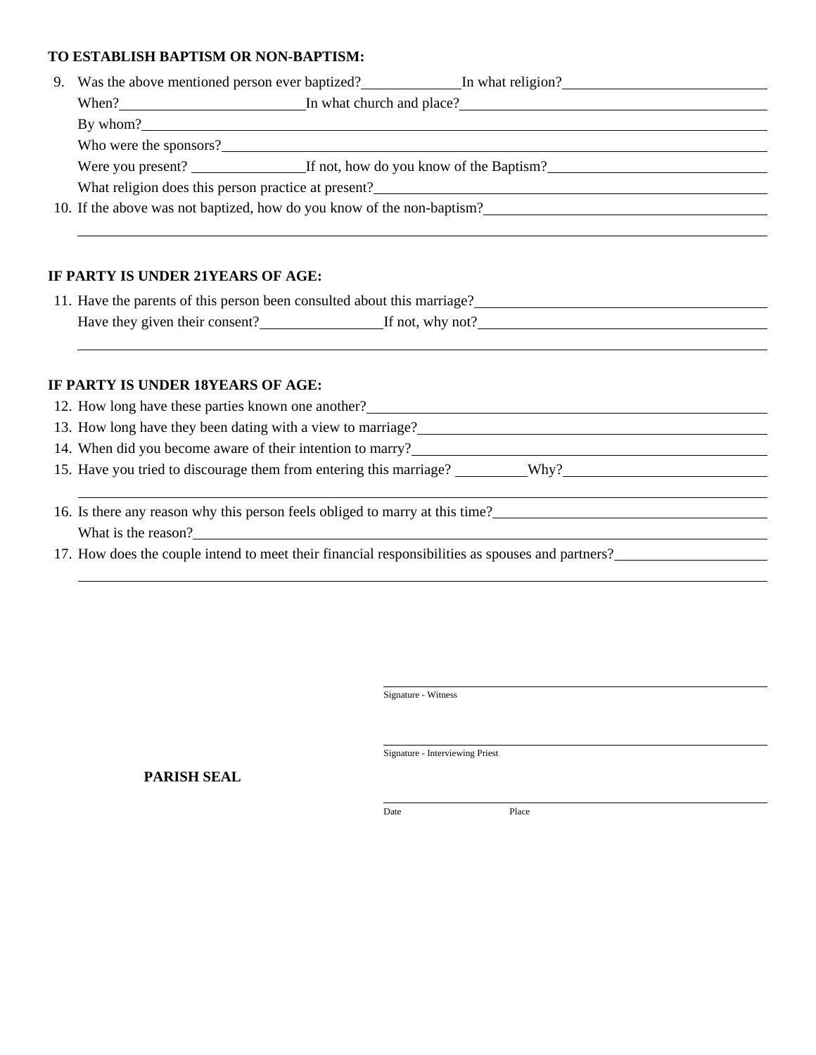**TO ESTABLISH BAPTISM OR NON-BAPTISM:**

9. Was the above mentioned person ever baptized?\_\_\_\_\_\_\_\_\_\_\_\_In what religion?\_\_\_\_\_\_\_\_\_\_\_\_\_\_\_\_\_\_\_\_\_\_\_\_
   When?\_\_\_\_\_\_\_\_\_\_\_\_\_\_\_\_\_\_\_\_\_\_In what church and place?\_\_\_\_\_\_\_\_\_\_\_\_\_\_\_\_\_\_\_\_\_\_\_\_\_\_\_\_\_\_\_\_\_\_\_\_
   By whom?\_\_\_\_\_\_\_\_\_\_\_\_\_\_\_\_\_\_\_\_\_\_\_\_\_\_\_\_\_\_\_\_\_\_\_\_\_\_\_\_\_\_\_\_\_\_\_\_\_\_\_\_\_\_\_\_\_\_\_\_\_\_\_\_\_\_\_\_\_\_
   Who were the sponsors?\_\_\_\_\_\_\_\_\_\_\_\_\_\_\_\_\_\_\_\_\_\_\_\_\_\_\_\_\_\_\_\_\_\_\_\_\_\_\_\_\_\_\_\_\_\_\_\_\_\_\_\_\_\_\_\_\_\_\_\_
   Were you present? \_\_\_\_\_\_\_\_\_\_\_\_\_\_If not, how do you know of the Baptism?\_\_\_\_\_\_\_\_\_\_\_\_\_\_\_\_\_\_\_\_\_\_\_\_\_\_
   What religion does this person practice at present?\_\_\_\_\_\_\_\_\_\_\_\_\_\_\_\_\_\_\_\_\_\_\_\_\_\_\_\_\_\_\_\_\_\_\_\_\_\_\_\_\_\_\_\_\_
10. If the above was not baptized, how do you know of the non-baptism?\_\_\_\_\_\_\_\_\_\_\_\_\_\_\_\_\_\_\_\_\_\_\_\_\_\_\_\_\_\_\_\_
    \_\_\_\_\_\_\_\_\_\_\_\_\_\_\_\_\_\_\_\_\_\_\_\_\_\_\_\_\_\_\_\_\_\_\_\_\_\_\_\_\_\_\_\_\_\_\_\_\_\_\_\_\_\_\_\_\_\_\_\_\_\_\_\_\_\_\_\_\_\_\_\_\_\_\_\_\_\_\_\_\_\_

**IF PARTY IS UNDER 21YEARS OF AGE:**

11. Have the parents of this person been consulted about this marriage?\_\_\_\_\_\_\_\_\_\_\_\_\_\_\_\_\_\_\_\_\_\_\_\_\_\_\_\_\_\_\_\_\_\_
    Have they given their consent?\_\_\_\_\_\_\_\_\_\_\_\_\_\_\_If not, why not?\_\_\_\_\_\_\_\_\_\_\_\_\_\_\_\_\_\_\_\_\_\_\_\_\_\_\_\_\_\_\_\_\_\_\_
    \_\_\_\_\_\_\_\_\_\_\_\_\_\_\_\_\_\_\_\_\_\_\_\_\_\_\_\_\_\_\_\_\_\_\_\_\_\_\_\_\_\_\_\_\_\_\_\_\_\_\_\_\_\_\_\_\_\_\_\_\_\_\_\_\_\_\_\_\_\_\_\_\_\_\_\_\_\_\_\_\_\_

**IF PARTY IS UNDER 18YEARS OF AGE:**

12. How long have these parties known one another?\_\_\_\_\_\_\_\_\_\_\_\_\_\_\_\_\_\_\_\_\_\_\_\_\_\_\_\_\_\_\_\_\_\_\_\_\_\_\_\_\_\_\_\_\_\_\_
13. How long have they been dating with a view to marriage?\_\_\_\_\_\_\_\_\_\_\_\_\_\_\_\_\_\_\_\_\_\_\_\_\_\_\_\_\_\_\_\_\_\_\_\_\_\_\_\_
14. When did you become aware of their intention to marry?\_\_\_\_\_\_\_\_\_\_\_\_\_\_\_\_\_\_\_\_\_\_\_\_\_\_\_\_\_\_\_\_\_\_\_\_\_\_\_\_\_
15. Have you tried to discourage them from entering this marriage? \_\_\_\_\_\_\_\_Why?\_\_\_\_\_\_\_\_\_\_\_\_\_\_\_\_\_\_\_\_\_\_\_\_
    \_\_\_\_\_\_\_\_\_\_\_\_\_\_\_\_\_\_\_\_\_\_\_\_\_\_\_\_\_\_\_\_\_\_\_\_\_\_\_\_\_\_\_\_\_\_\_\_\_\_\_\_\_\_\_\_\_\_\_\_\_\_\_\_\_\_\_\_\_\_\_\_\_\_\_\_\_\_\_\_\_\_
16. Is there any reason why this person feels obliged to marry at this time?\_\_\_\_\_\_\_\_\_\_\_\_\_\_\_\_\_\_\_\_\_\_\_\_\_\_\_\_\_\_
    What is the reason?\_\_\_\_\_\_\_\_\_\_\_\_\_\_\_\_\_\_\_\_\_\_\_\_\_\_\_\_\_\_\_\_\_\_\_\_\_\_\_\_\_\_\_\_\_\_\_\_\_\_\_\_\_\_\_\_\_\_\_\_\_\_\_\_\_\_
17. How does the couple intend to meet their financial responsibilities as spouses and partners?\_\_\_\_\_\_\_\_\_\_\_\_\_\_\_\_
    \_\_\_\_\_\_\_\_\_\_\_\_\_\_\_\_\_\_\_\_\_\_\_\_\_\_\_\_\_\_\_\_\_\_\_\_\_\_\_\_\_\_\_\_\_\_\_\_\_\_\_\_\_\_\_\_\_\_\_\_\_\_\_\_\_\_\_\_\_\_\_\_\_\_\_\_\_\_\_\_\_\_

\_\_\_\_\_\_\_\_\_\_\_\_\_\_\_\_\_\_\_\_\_\_\_\_\_\_\_\_\_\_\_\_\_\_\_\_\_\_\_\_
Signature - Witness

\_\_\_\_\_\_\_\_\_\_\_\_\_\_\_\_\_\_\_\_\_\_\_\_\_\_\_\_\_\_\_\_\_\_\_\_\_\_\_\_
Signature - Interviewing Priest

**PARISH SEAL**

\_\_\_\_\_\_\_\_\_\_\_\_\_\_\_\_\_\_\_\_\_\_\_\_\_\_\_\_\_\_\_\_\_\_\_\_\_\_\_\_
Date Place